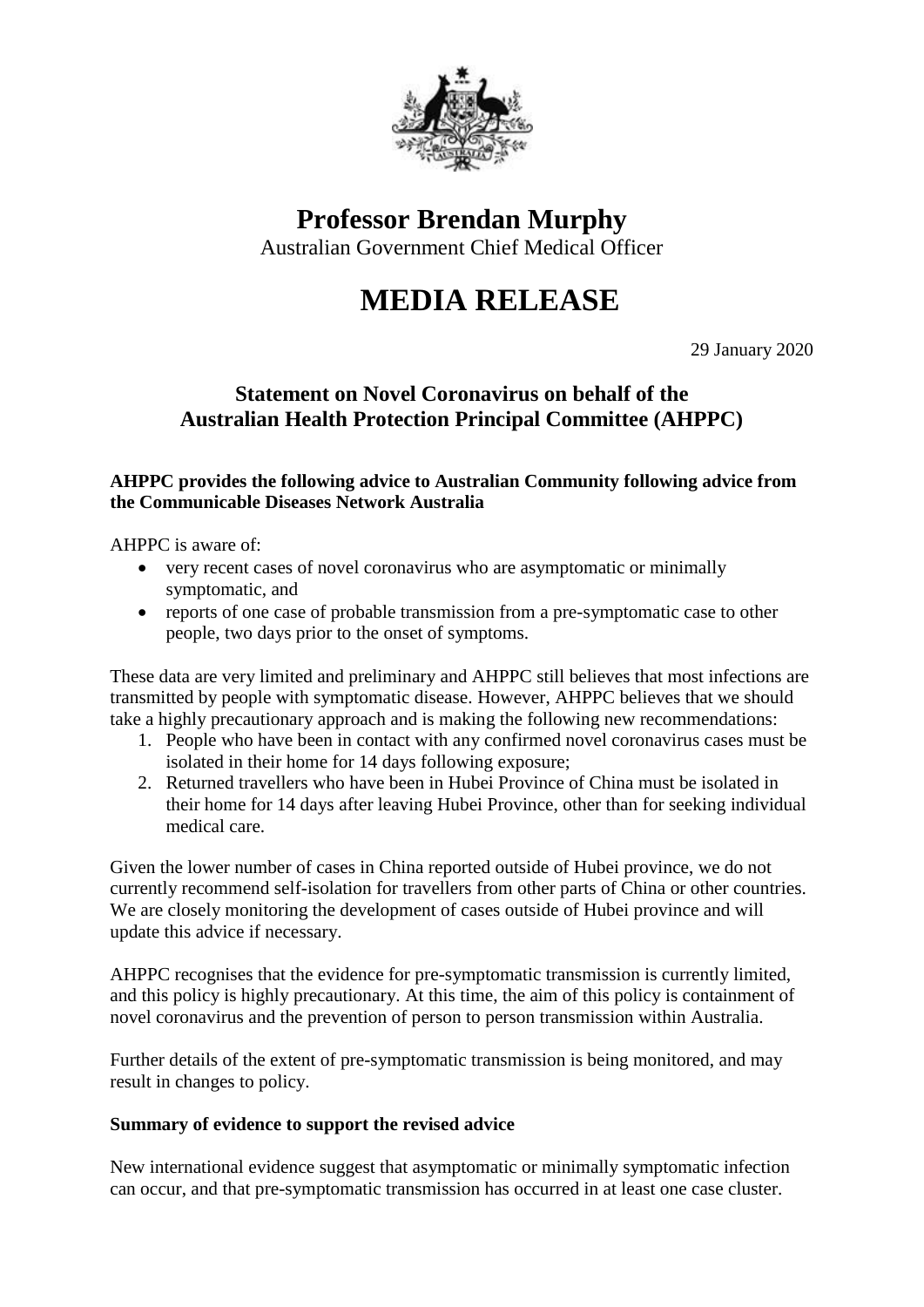# Professor Brendan Murphy

Australian Government Chief Medical Officer

# MEDIA RELEASE

29 January 2020

## Statement on Novel Coronavirus on behalf of the Australian Health Protection Principal Committee (AHPPC)

**AHPPC provides the following advice to Australian Community following advice from the Communicable Diseases Network Australia**

AHPPC is aware of:

- very recent cases of novel coronavirus who are asymptomatic or minimally symptomatic, and
- reports of one case of probable transmission from a pre-symptomatic case to other people, two days prior to the onset of symptoms.

These data are very limited and preliminary and AHPPC still believes that most infections are transmitted by people with symptomatic disease. However, AHPPC believes that we should take a highly precautionary approach and is making the following new recommendations:

1. People who have been in contact with any confirmed novel coronavirus cases must be isolated in their home for 14 days following exposure;
2. Returned travellers who have been in Hubei Province of China must be isolated in their home for 14 days after leaving Hubei Province, other than for seeking individual medical care.

Given the lower number of cases in China reported outside of Hubei province, we do not currently recommend self-isolation for travellers from other parts of China or other countries. We are closely monitoring the development of cases outside of Hubei province and will update this advice if necessary.

AHPPC recognises that the evidence for pre-symptomatic transmission is currently limited, and this policy is highly precautionary. At this time, the aim of this policy is containment of novel coronavirus and the prevention of person to person transmission within Australia.

Further details of the extent of pre-symptomatic transmission is being monitored, and may result in changes to policy.

**Summary of evidence to support the revised advice**

New international evidence suggest that asymptomatic or minimally symptomatic infection can occur, and that pre-symptomatic transmission has occurred in at least one case cluster.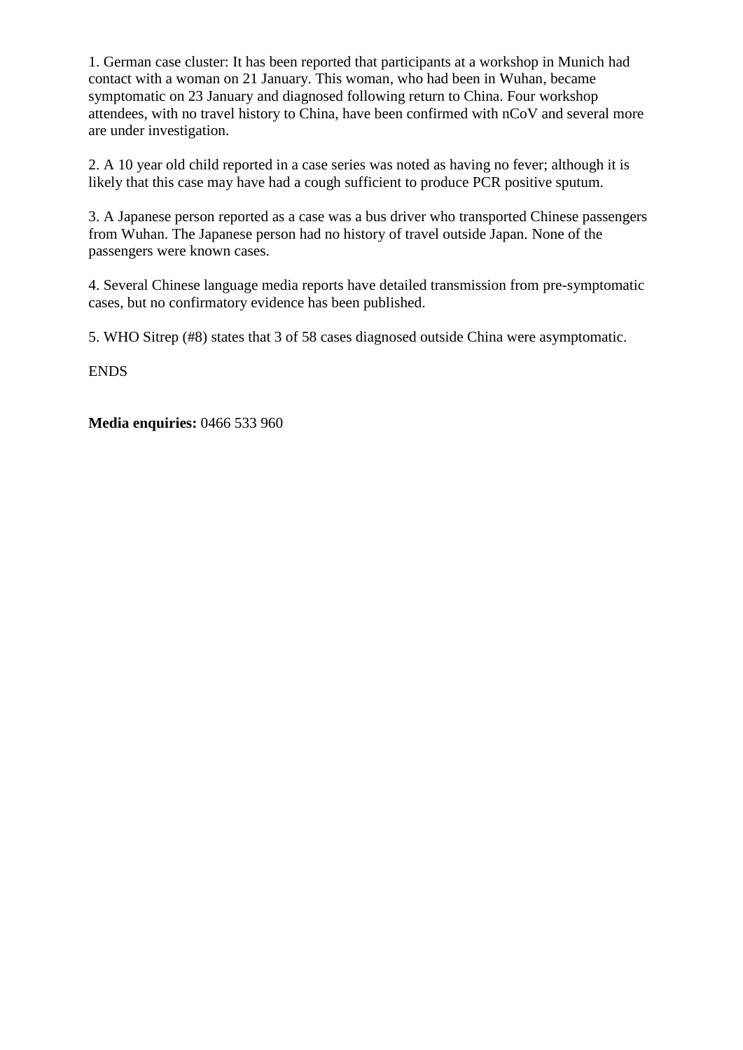1. German case cluster: It has been reported that participants at a workshop in Munich had contact with a woman on 21 January. This woman, who had been in Wuhan, became symptomatic on 23 January and diagnosed following return to China. Four workshop attendees, with no travel history to China, have been confirmed with nCoV and several more are under investigation.

2. A 10 year old child reported in a case series was noted as having no fever; although it is likely that this case may have had a cough sufficient to produce PCR positive sputum.

3. A Japanese person reported as a case was a bus driver who transported Chinese passengers from Wuhan. The Japanese person had no history of travel outside Japan. None of the passengers were known cases.

4. Several Chinese language media reports have detailed transmission from pre-symptomatic cases, but no confirmatory evidence has been published.

5. WHO Sitrep (#8) states that 3 of 58 cases diagnosed outside China were asymptomatic.

ENDS

**Media enquiries:** 0466 533 960